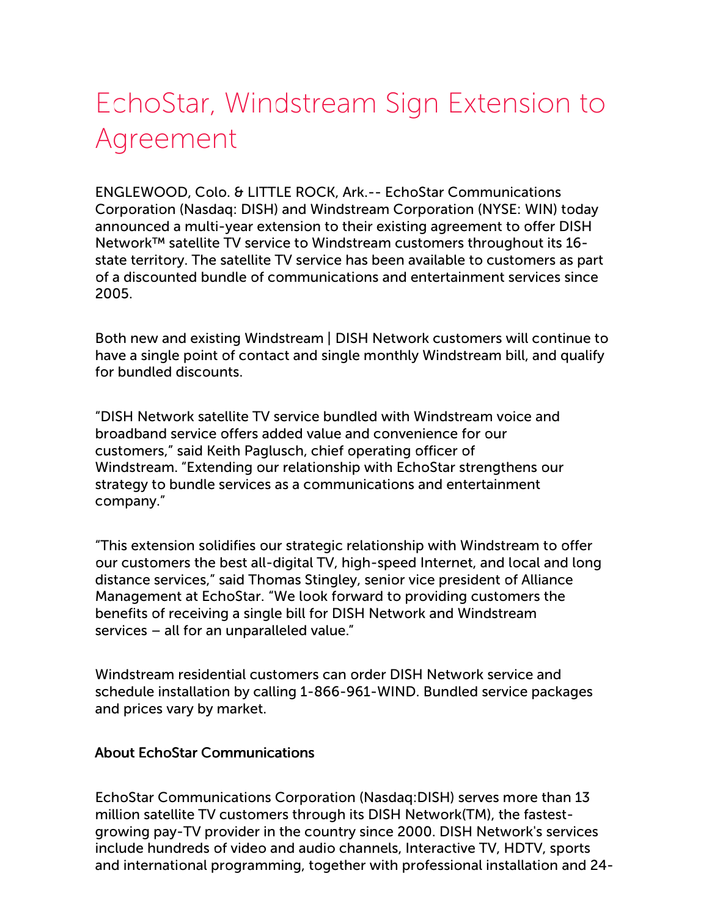# EchoStar, Windstream Sign Extension to Agreement

ENGLEWOOD, Colo. & LITTLE ROCK, Ark.-- EchoStar Communications Corporation (Nasdaq: DISH) and Windstream Corporation (NYSE: WIN) today announced a multi-year extension to their existing agreement to offer DISH Network™ satellite TV service to Windstream customers throughout its 16-state territory. The satellite TV service has been available to customers as part of a discounted bundle of communications and entertainment services since 2005.

Both new and existing Windstream | DISH Network customers will continue to have a single point of contact and single monthly Windstream bill, and qualify for bundled discounts.

"DISH Network satellite TV service bundled with Windstream voice and broadband service offers added value and convenience for our customers," said Keith Paglusch, chief operating officer of Windstream. "Extending our relationship with EchoStar strengthens our strategy to bundle services as a communications and entertainment company."

"This extension solidifies our strategic relationship with Windstream to offer our customers the best all-digital TV, high-speed Internet, and local and long distance services," said Thomas Stingley, senior vice president of Alliance Management at EchoStar. "We look forward to providing customers the benefits of receiving a single bill for DISH Network and Windstream services – all for an unparalleled value."

Windstream residential customers can order DISH Network service and schedule installation by calling 1-866-961-WIND. Bundled service packages and prices vary by market.

**About EchoStar Communications**

EchoStar Communications Corporation (Nasdaq:DISH) serves more than 13 million satellite TV customers through its DISH Network(TM), the fastest-growing pay-TV provider in the country since 2000. DISH Network's services include hundreds of video and audio channels, Interactive TV, HDTV, sports and international programming, together with professional installation and 24-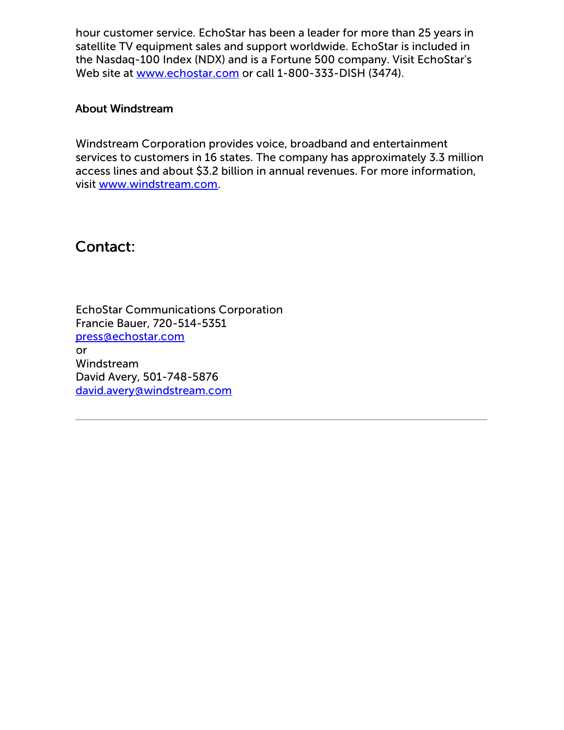hour customer service. EchoStar has been a leader for more than 25 years in satellite TV equipment sales and support worldwide. EchoStar is included in the Nasdaq-100 Index (NDX) and is a Fortune 500 company. Visit EchoStar's Web site at www.echostar.com or call 1-800-333-DISH (3474).

**About Windstream**

Windstream Corporation provides voice, broadband and entertainment services to customers in 16 states. The company has approximately 3.3 million access lines and about $3.2 billion in annual revenues. For more information, visit www.windstream.com.

## Contact:

EchoStar Communications Corporation
Francie Bauer, 720-514-5351
press@echostar.com
or
Windstream
David Avery, 501-748-5876
david.avery@windstream.com

---